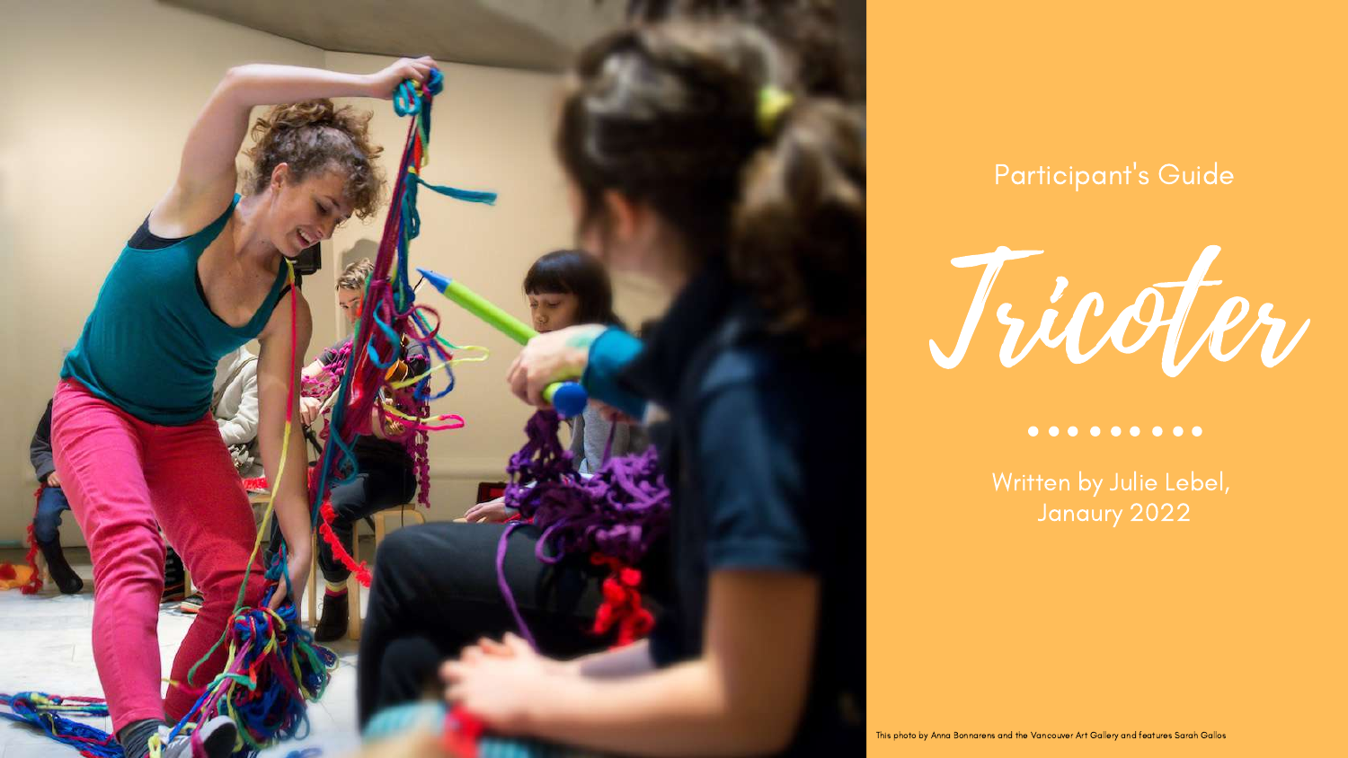Participant's Guide

# Tricoter

• • • • • • • • •

Written by Julie Lebel,
Janaury 2022

This photo by Anna Bonnarens and the Vancouver Art Gallery and features Sarah Gallos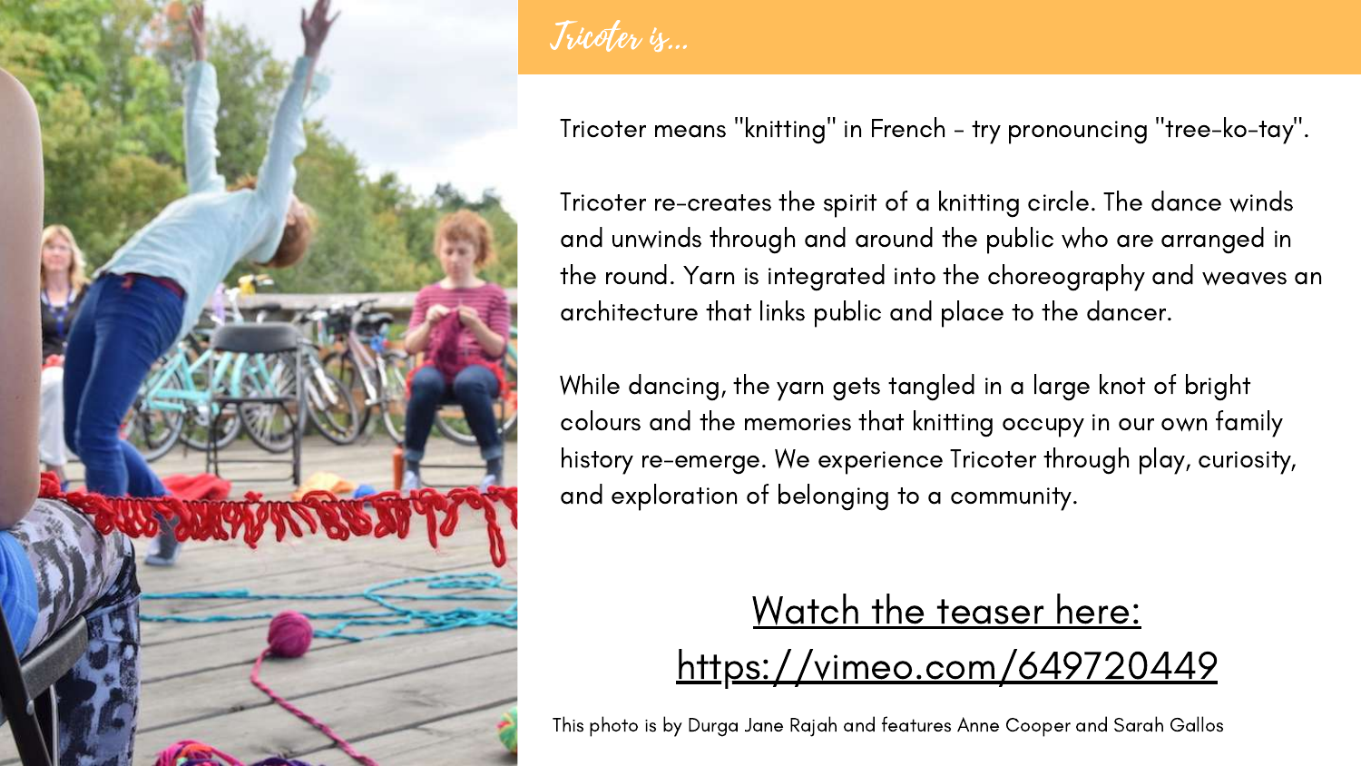# Tricoter is...

Tricoter means "knitting" in French - try pronouncing "tree-ko-tay".

Tricoter re-creates the spirit of a knitting circle. The dance winds and unwinds through and around the public who are arranged in the round. Yarn is integrated into the choreography and weaves an architecture that links public and place to the dancer.

While dancing, the yarn gets tangled in a large knot of bright colours and the memories that knitting occupy in our own family history re-emerge. We experience Tricoter through play, curiosity, and exploration of belonging to a community.

## Watch the teaser here: https://vimeo.com/649720449

This photo is by Durga Jane Rajah and features Anne Cooper and Sarah Gallos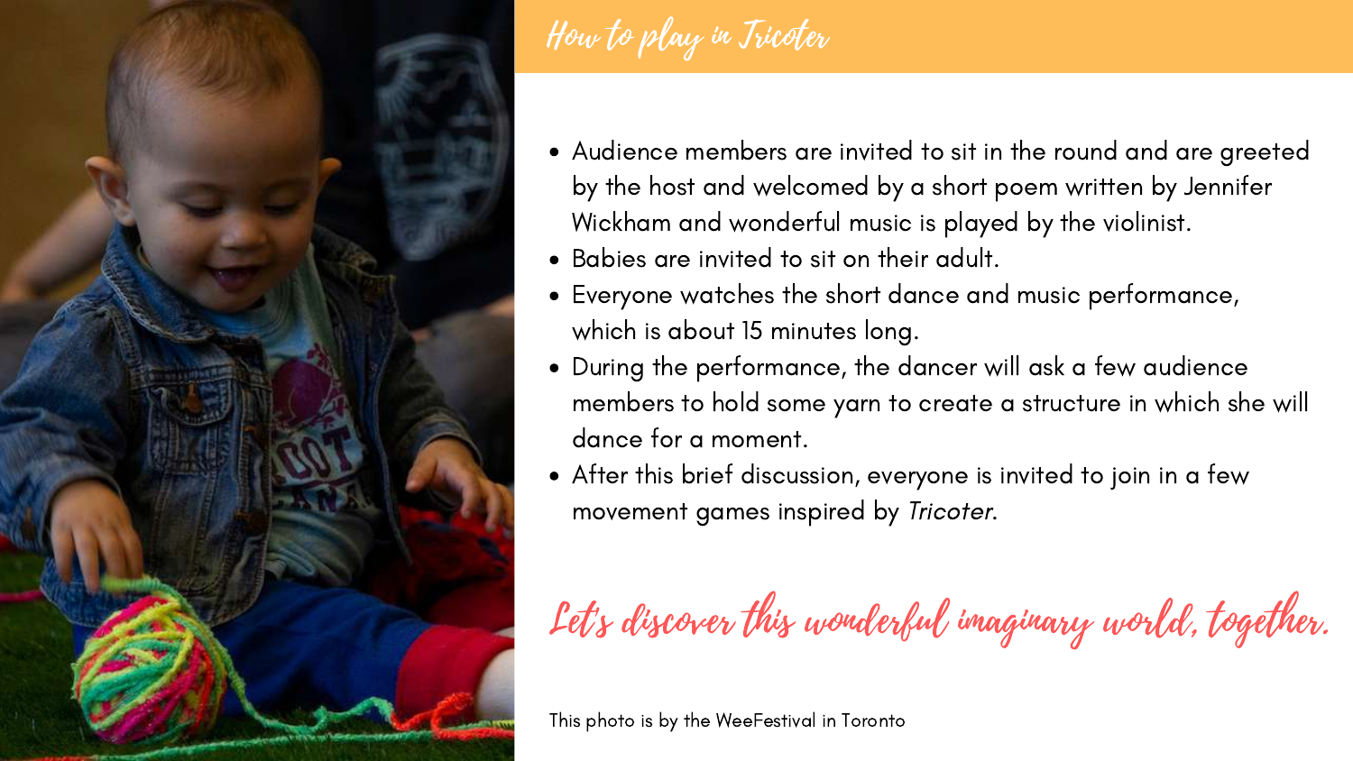## How to play in Tricoter

- Audience members are invited to sit in the round and are greeted by the host and welcomed by a short poem written by Jennifer Wickham and wonderful music is played by the violinist.
- Babies are invited to sit on their adult.
- Everyone watches the short dance and music performance, which is about 15 minutes long.
- During the performance, the dancer will ask a few audience members to hold some yarn to create a structure in which she will dance for a moment.
- After this brief discussion, everyone is invited to join in a few movement games inspired by *Tricoter*.

*Let's discover this wonderful imaginary world, together.*

This photo is by the WeeFestival in Toronto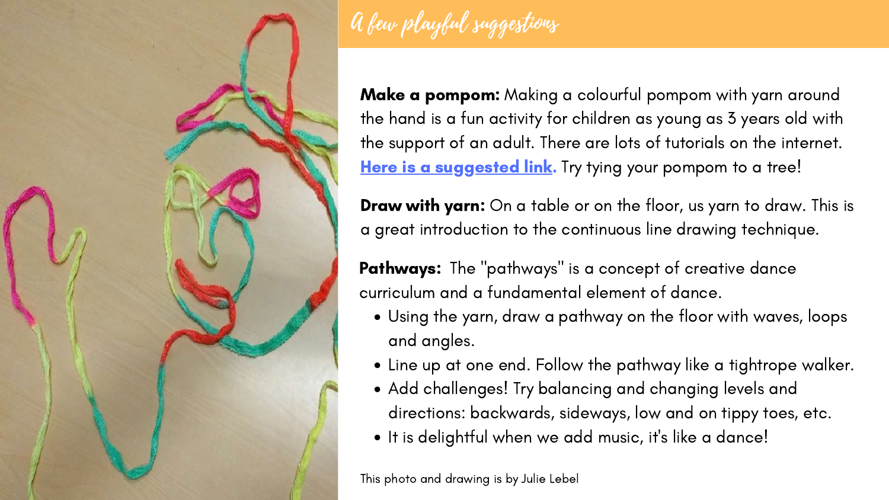# A few playful suggestions

**Make a pompom:** Making a colourful pompom with yarn around the hand is a fun activity for children as young as 3 years old with the support of an adult. There are lots of tutorials on the internet. [Here is a suggested link.] Try tying your pompom to a tree!

**Draw with yarn:** On a table or on the floor, us yarn to draw. This is a great introduction to the continuous line drawing technique.

**Pathways:** The "pathways" is a concept of creative dance curriculum and a fundamental element of dance.

- Using the yarn, draw a pathway on the floor with waves, loops and angles.
- Line up at one end. Follow the pathway like a tightrope walker.
- Add challenges! Try balancing and changing levels and directions: backwards, sideways, low and on tippy toes, etc.
- It is delightful when we add music, it's like a dance!

This photo and drawing is by Julie Lebel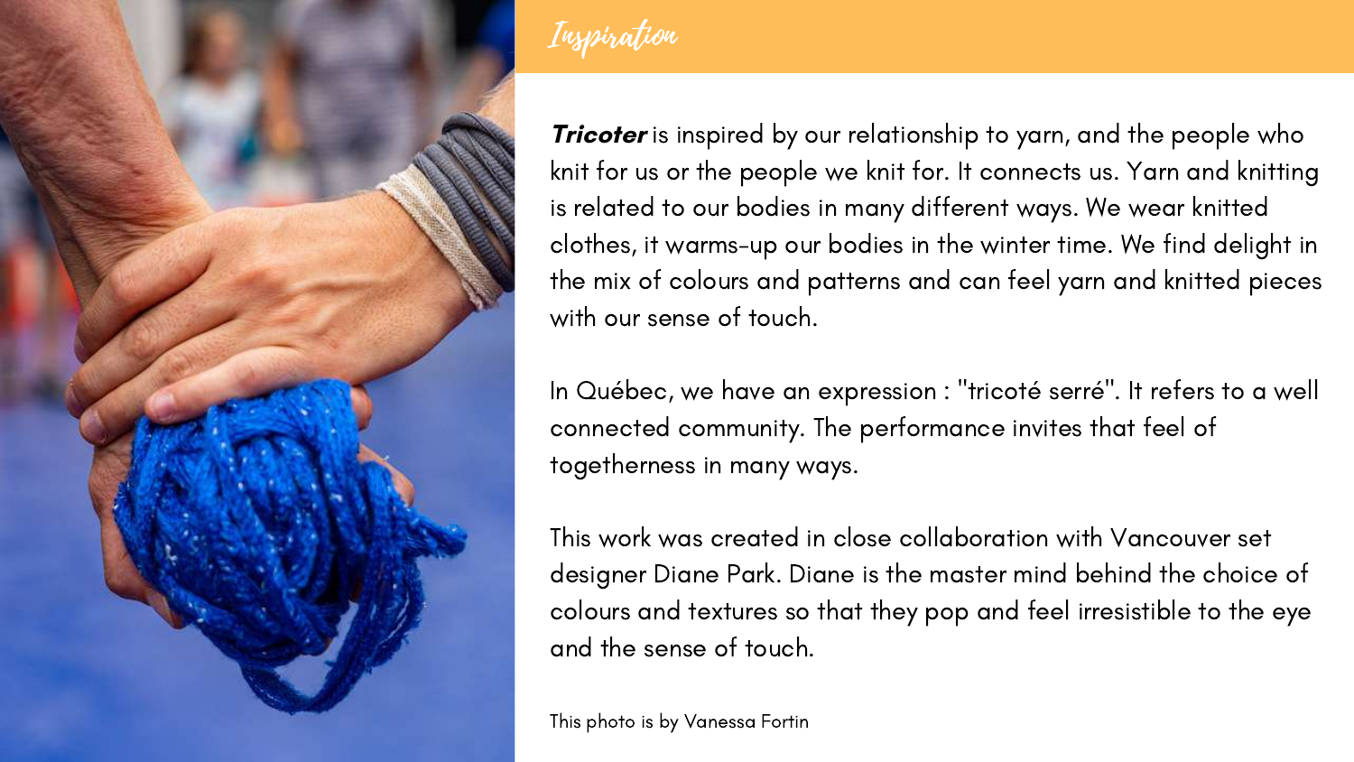# *Inspiration*

***Tricoter*** is inspired by our relationship to yarn, and the people who knit for us or the people we knit for. It connects us. Yarn and knitting is related to our bodies in many different ways. We wear knitted clothes, it warms-up our bodies in the winter time. We find delight in the mix of colours and patterns and can feel yarn and knitted pieces with our sense of touch.

In Québec, we have an expression : "tricoté serré". It refers to a well connected community. The performance invites that feel of togetherness in many ways.

This work was created in close collaboration with Vancouver set designer Diane Park. Diane is the master mind behind the choice of colours and textures so that they pop and feel irresistible to the eye and the sense of touch.

This photo is by Vanessa Fortin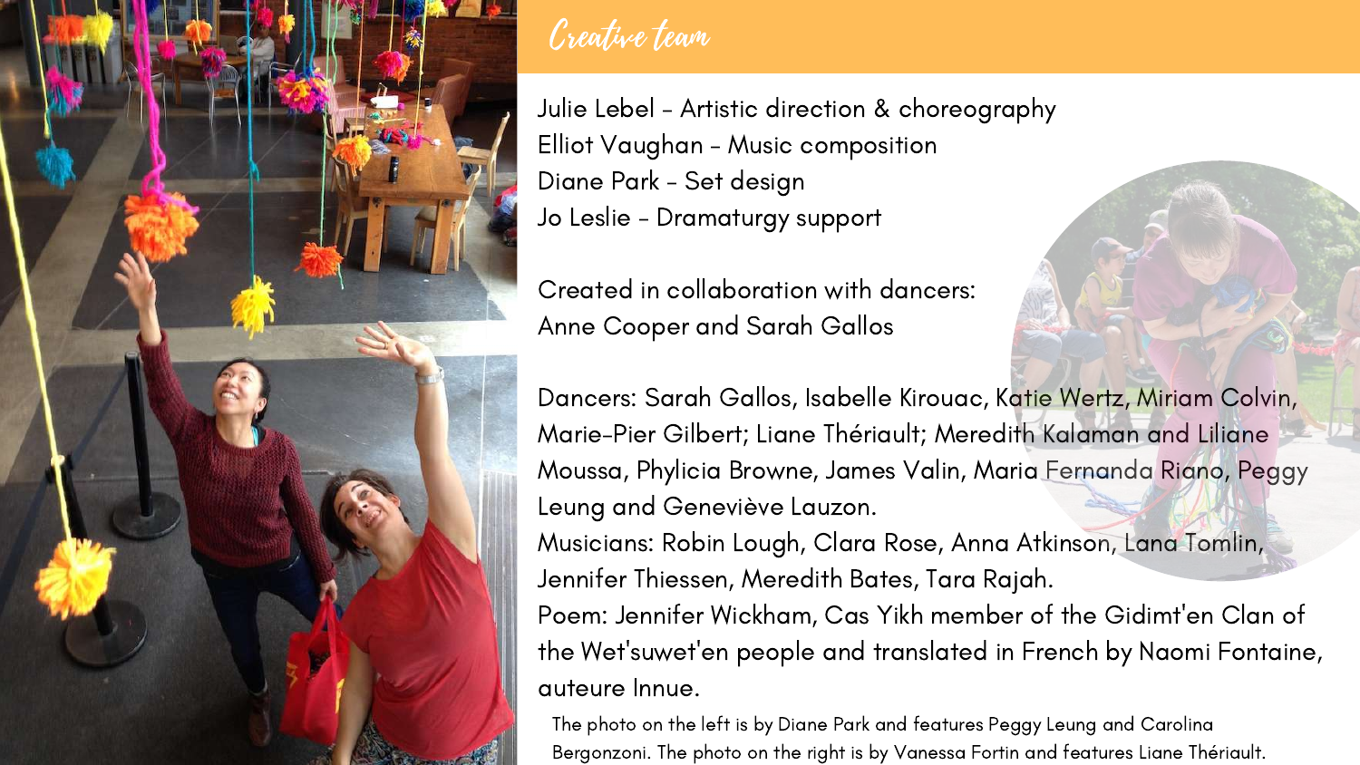# Creative team

Julie Lebel - Artistic direction & choreography
Elliot Vaughan - Music composition
Diane Park - Set design
Jo Leslie - Dramaturgy support

Created in collaboration with dancers:
Anne Cooper and Sarah Gallos

Dancers: Sarah Gallos, Isabelle Kirouac, Katie Wertz, Miriam Colvin, Marie-Pier Gilbert; Liane Thériault; Meredith Kalaman and Liliane Moussa, Phylicia Browne, James Valin, Maria Fernanda Riano, Peggy Leung and Geneviève Lauzon.
Musicians: Robin Lough, Clara Rose, Anna Atkinson, Lana Tomlin, Jennifer Thiessen, Meredith Bates, Tara Rajah.
Poem: Jennifer Wickham, Cas Yikh member of the Gidimt'en Clan of the Wet'suwet'en people and translated in French by Naomi Fontaine, auteure Innue.

The photo on the left is by Diane Park and features Peggy Leung and Carolina Bergonzoni. The photo on the right is by Vanessa Fortin and features Liane Thériault.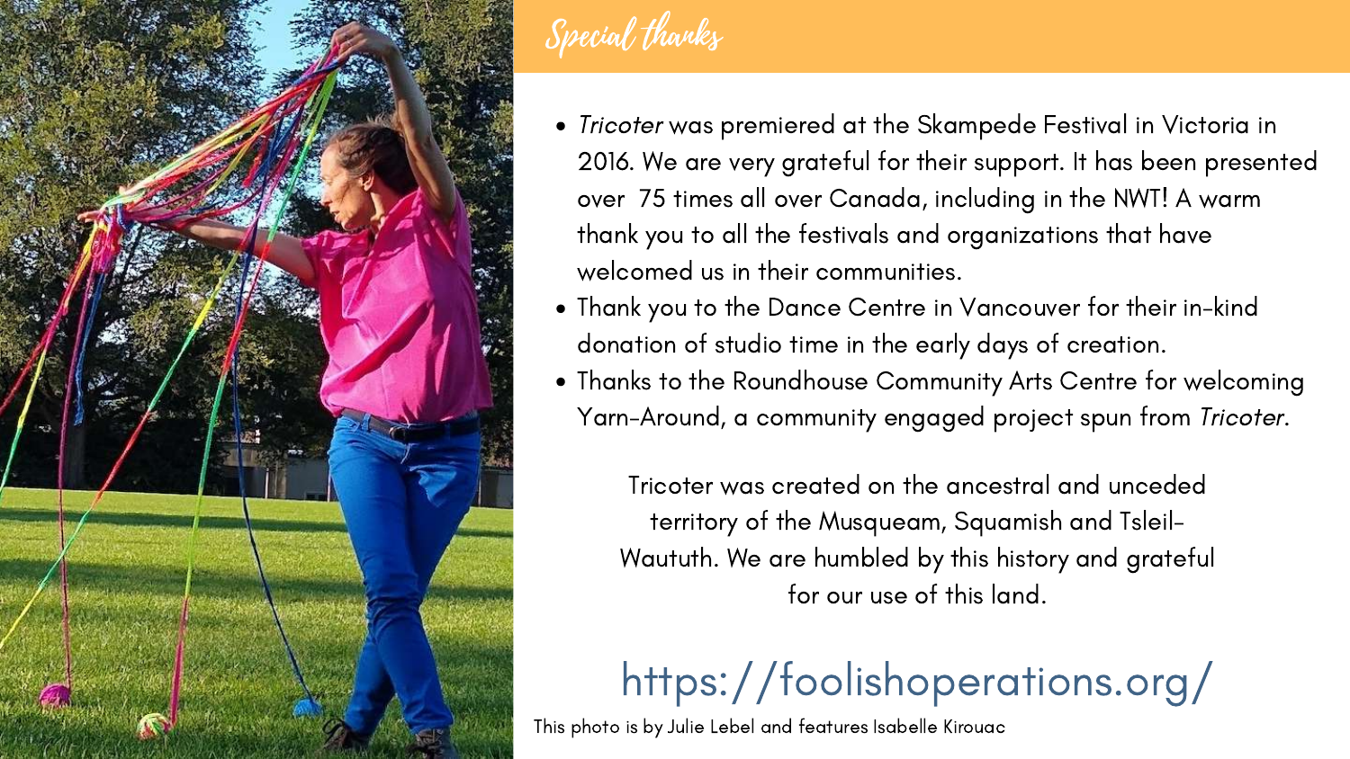# Special thanks

- *Tricoter* was premiered at the Skampede Festival in Victoria in 2016. We are very grateful for their support. It has been presented over 75 times all over Canada, including in the NWT! A warm thank you to all the festivals and organizations that have welcomed us in their communities.
- Thank you to the Dance Centre in Vancouver for their in-kind donation of studio time in the early days of creation.
- Thanks to the Roundhouse Community Arts Centre for welcoming Yarn-Around, a community engaged project spun from *Tricoter*.

Tricoter was created on the ancestral and unceded territory of the Musqueam, Squamish and Tsleil-Waututh. We are humbled by this history and grateful for our use of this land.

https://foolishoperations.org/

This photo is by Julie Lebel and features Isabelle Kirouac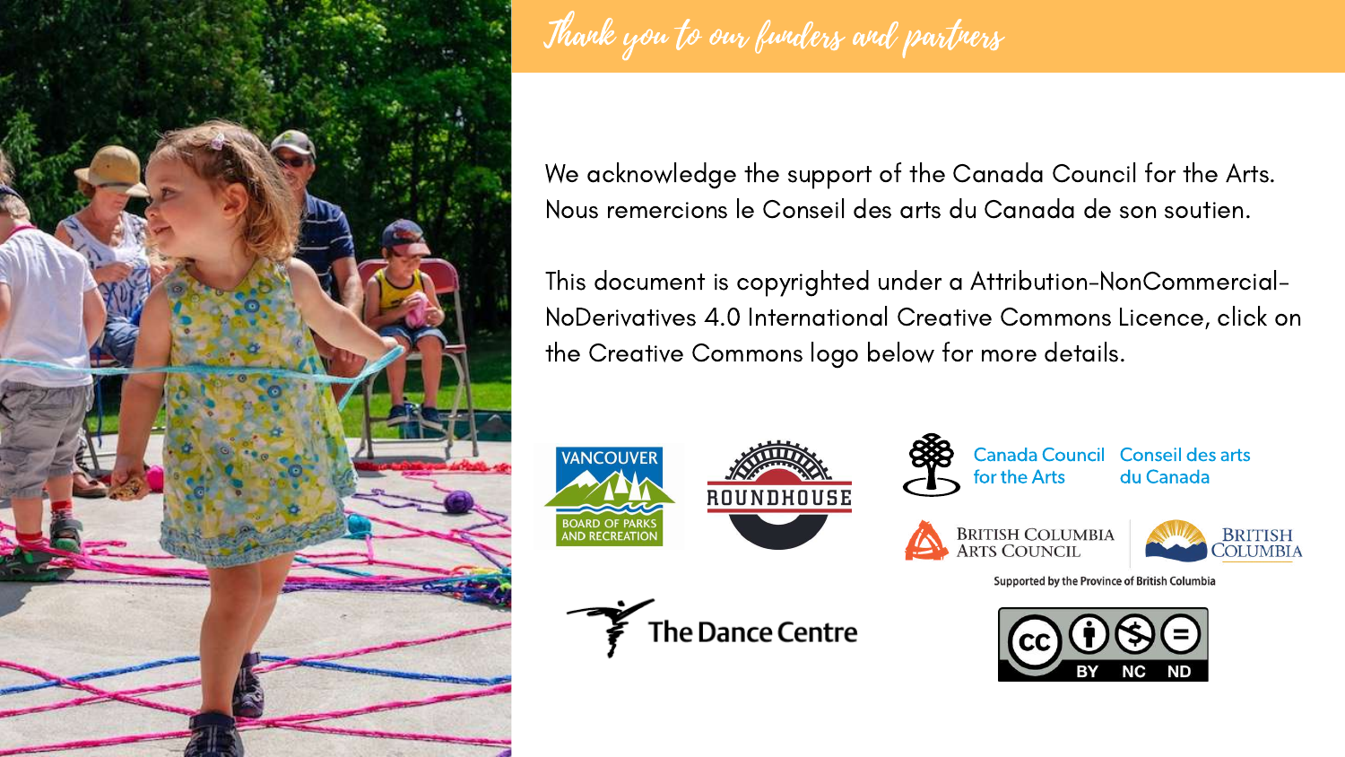## Thank you to our funders and partners

We acknowledge the support of the Canada Council for the Arts.
Nous remercions le Conseil des arts du Canada de son soutien.

This document is copyrighted under a Attribution-NonCommercial-NoDerivatives 4.0 International Creative Commons Licence, click on the Creative Commons logo below for more details.

Vancouver Board of Parks and Recreation

Roundhouse

Canada Council for the Arts

Conseil des arts du Canada

British Columbia Arts Council

British Columbia

Supported by the Province of British Columbia

The Dance Centre

CC BY NC ND